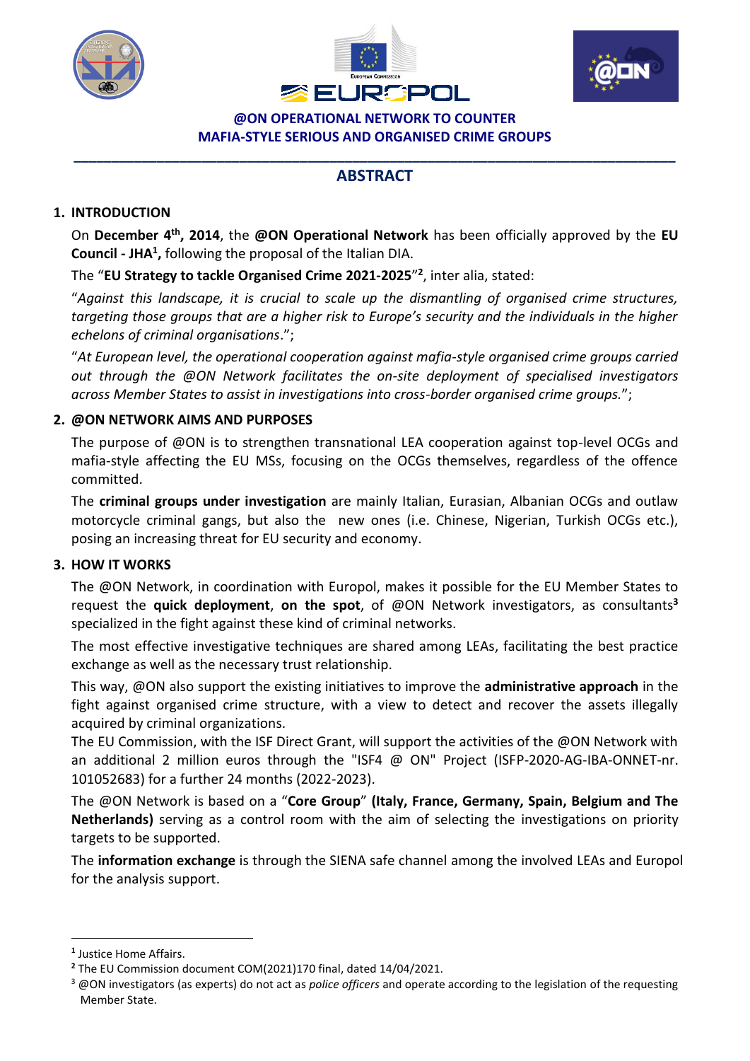**@ON OPERATIONAL NETWORK TO COUNTER MAFIA-STYLE SERIOUS AND ORGANISED CRIME GROUPS**

# ABSTRACT

## 1. INTRODUCTION

On **December 4th, 2014**, the **@ON Operational Network** has been officially approved by the **EU Council - JHA[1],** following the proposal of the Italian DIA.

The "**EU Strategy to tackle Organised Crime 2021-2025**"[2], inter alia, stated:

"*Against this landscape, it is crucial to scale up the dismantling of organised crime structures, targeting those groups that are a higher risk to Europe's security and the individuals in the higher echelons of criminal organisations*.";

"*At European level, the operational cooperation against mafia-style organised crime groups carried out through the @ON Network facilitates the on-site deployment of specialised investigators across Member States to assist in investigations into cross-border organised crime groups.*";

## 2. @ON NETWORK AIMS AND PURPOSES

The purpose of @ON is to strengthen transnational LEA cooperation against top-level OCGs and mafia-style affecting the EU MSs, focusing on the OCGs themselves, regardless of the offence committed.

The **criminal groups under investigation** are mainly Italian, Eurasian, Albanian OCGs and outlaw motorcycle criminal gangs, but also the new ones (i.e. Chinese, Nigerian, Turkish OCGs etc.), posing an increasing threat for EU security and economy.

## 3. HOW IT WORKS

The @ON Network, in coordination with Europol, makes it possible for the EU Member States to request the **quick deployment**, **on the spot**, of @ON Network investigators, as consultants[3] specialized in the fight against these kind of criminal networks.

The most effective investigative techniques are shared among LEAs, facilitating the best practice exchange as well as the necessary trust relationship.

This way, @ON also support the existing initiatives to improve the **administrative approach** in the fight against organised crime structure, with a view to detect and recover the assets illegally acquired by criminal organizations.

The EU Commission, with the ISF Direct Grant, will support the activities of the @ON Network with an additional 2 million euros through the "ISF4 @ ON" Project (ISFP-2020-AG-IBA-ONNET-nr. 101052683) for a further 24 months (2022-2023).

The @ON Network is based on a "**Core Group**" **(Italy, France, Germany, Spain, Belgium and The Netherlands)** serving as a control room with the aim of selecting the investigations on priority targets to be supported.

The **information exchange** is through the SIENA safe channel among the involved LEAs and Europol for the analysis support.

---

[1] Justice Home Affairs.

[2] The EU Commission document COM(2021)170 final, dated 14/04/2021.

[3] @ON investigators (as experts) do not act as *police officers* and operate according to the legislation of the requesting Member State.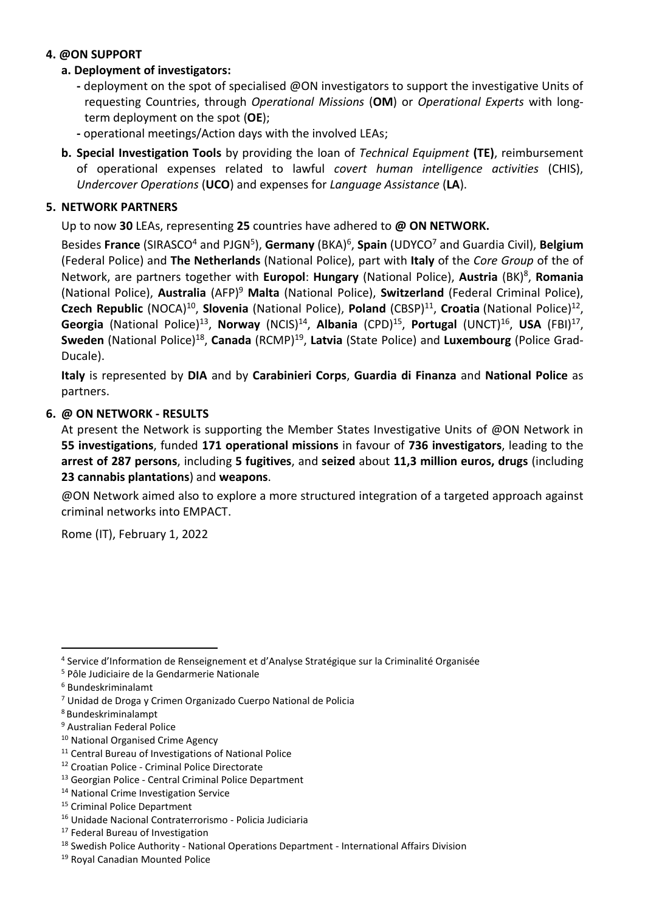**4. @ON SUPPORT**

**a. Deployment of investigators:**

- deployment on the spot of specialised @ON investigators to support the investigative Units of requesting Countries, through *Operational Missions* (**OM**) or *Operational Experts* with long-term deployment on the spot (**OE**);
- operational meetings/Action days with the involved LEAs;

**b. Special Investigation Tools** by providing the loan of *Technical Equipment* **(TE)**, reimbursement of operational expenses related to lawful *covert human intelligence activities* (CHIS), *Undercover Operations* (**UCO**) and expenses for *Language Assistance* (**LA**).

**5. NETWORK PARTNERS**

Up to now **30** LEAs, representing **25** countries have adhered to **@ ON NETWORK.**

Besides **France** (SIRASCO[4] and PJGN[5]), **Germany** (BKA)[6], **Spain** (UDYCO[7] and Guardia Civil), **Belgium** (Federal Police) and **The Netherlands** (National Police), part with **Italy** of the *Core Group* of the of Network, are partners together with **Europol**: **Hungary** (National Police), **Austria** (BK)[8], **Romania** (National Police), **Australia** (AFP)[9] **Malta** (National Police), **Switzerland** (Federal Criminal Police), **Czech Republic** (NOCA)[10], **Slovenia** (National Police), **Poland** (CBSP)[11], **Croatia** (National Police)[12], **Georgia** (National Police)[13], **Norway** (NCIS)[14], **Albania** (CPD)[15], **Portugal** (UNCT)[16], **USA** (FBI)[17], **Sweden** (National Police)[18], **Canada** (RCMP)[19], **Latvia** (State Police) and **Luxembourg** (Police Grad-Ducale).

**Italy** is represented by **DIA** and by **Carabinieri Corps**, **Guardia di Finanza** and **National Police** as partners.

**6. @ ON NETWORK - RESULTS**

At present the Network is supporting the Member States Investigative Units of @ON Network in **55 investigations**, funded **171 operational missions** in favour of **736 investigators**, leading to the **arrest of 287 persons**, including **5 fugitives**, and **seized** about **11,3 million euros, drugs** (including **23 cannabis plantations**) and **weapons**.

@ON Network aimed also to explore a more structured integration of a targeted approach against criminal networks into EMPACT.

Rome (IT), February 1, 2022

---

[4] Service d'Information de Renseignement et d'Analyse Stratégique sur la Criminalité Organisée
[5] Pôle Judiciaire de la Gendarmerie Nationale
[6] Bundeskriminalamt
[7] Unidad de Droga y Crimen Organizado Cuerpo National de Policia
[8] Bundeskriminalampt
[9] Australian Federal Police
[10] National Organised Crime Agency
[11] Central Bureau of Investigations of National Police
[12] Croatian Police - Criminal Police Directorate
[13] Georgian Police - Central Criminal Police Department
[14] National Crime Investigation Service
[15] Criminal Police Department
[16] Unidade Nacional Contraterrorismo - Policia Judiciaria
[17] Federal Bureau of Investigation
[18] Swedish Police Authority - National Operations Department - International Affairs Division
[19] Royal Canadian Mounted Police